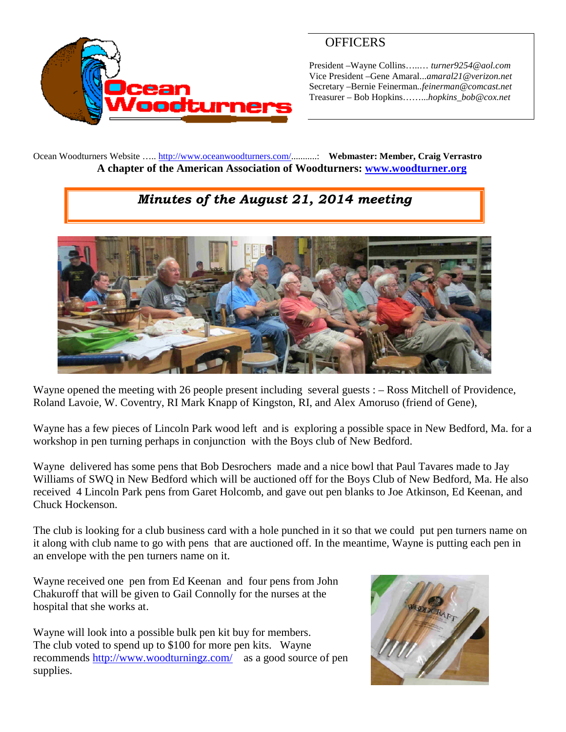## OFFICERS

President –Wayne Collins…..… *turner9254@aol.com*
Vice President –Gene Amaral...*amaral21@verizon.net*
Secretary –Bernie Feinerman..*feinerman@comcast.net*
Treasurer – Bob Hopkins……...*hopkins_bob@cox.net*

Ocean Woodturners Website ….. http://www.oceanwoodturners.com/..........: **Webmaster: Member, Craig Verrastro**

**A chapter of the American Association of Woodturners: [www.woodturner.org](http://www.woodturner.org)**

# *Minutes of the August 21, 2014 meeting*

Wayne opened the meeting with 26 people present including several guests : – Ross Mitchell of Providence, Roland Lavoie, W. Coventry, RI Mark Knapp of Kingston, RI, and Alex Amoruso (friend of Gene),

Wayne has a few pieces of Lincoln Park wood left and is exploring a possible space in New Bedford, Ma. for a workshop in pen turning perhaps in conjunction with the Boys club of New Bedford.

Wayne delivered has some pens that Bob Desrochers made and a nice bowl that Paul Tavares made to Jay Williams of SWQ in New Bedford which will be auctioned off for the Boys Club of New Bedford, Ma. He also received 4 Lincoln Park pens from Garet Holcomb, and gave out pen blanks to Joe Atkinson, Ed Keenan, and Chuck Hockenson.

The club is looking for a club business card with a hole punched in it so that we could put pen turners name on it along with club name to go with pens that are auctioned off. In the meantime, Wayne is putting each pen in an envelope with the pen turners name on it.

Wayne received one pen from Ed Keenan and four pens from John Chakuroff that will be given to Gail Connolly for the nurses at the hospital that she works at.

Wayne will look into a possible bulk pen kit buy for members. The club voted to spend up to $100 for more pen kits. Wayne recommends http://www.woodturningz.com/ as a good source of pen supplies.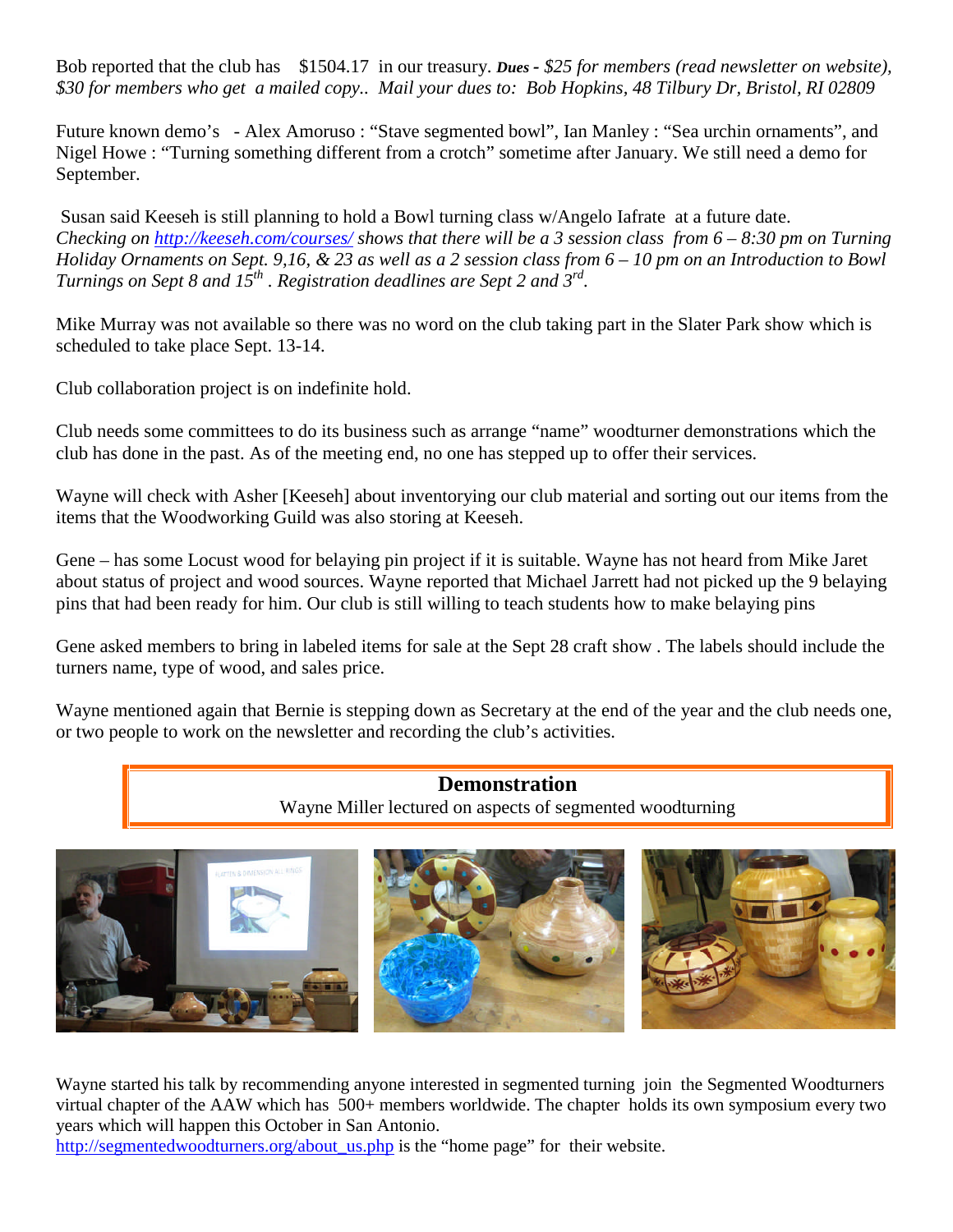Bob reported that the club has $1504.17 in our treasury. ***Dues** - $25 for members (read newsletter on website), $30 for members who get a mailed copy.. Mail your dues to: Bob Hopkins, 48 Tilbury Dr, Bristol, RI 02809*

Future known demo's - Alex Amoruso : "Stave segmented bowl", Ian Manley : "Sea urchin ornaments", and Nigel Howe : "Turning something different from a crotch" sometime after January. We still need a demo for September.

Susan said Keeseh is still planning to hold a Bowl turning class w/Angelo Iafrate at a future date. *Checking on [http://keeseh.com/courses/](http://keeseh.com/courses/) shows that there will be a 3 session class from 6 – 8:30 pm on Turning Holiday Ornaments on Sept. 9,16, & 23 as well as a 2 session class from 6 – 10 pm on an Introduction to Bowl Turnings on Sept 8 and 15th . Registration deadlines are Sept 2 and 3rd.*

Mike Murray was not available so there was no word on the club taking part in the Slater Park show which is scheduled to take place Sept. 13-14.

Club collaboration project is on indefinite hold.

Club needs some committees to do its business such as arrange "name" woodturner demonstrations which the club has done in the past. As of the meeting end, no one has stepped up to offer their services.

Wayne will check with Asher [Keeseh] about inventorying our club material and sorting out our items from the items that the Woodworking Guild was also storing at Keeseh.

Gene – has some Locust wood for belaying pin project if it is suitable. Wayne has not heard from Mike Jaret about status of project and wood sources. Wayne reported that Michael Jarrett had not picked up the 9 belaying pins that had been ready for him. Our club is still willing to teach students how to make belaying pins

Gene asked members to bring in labeled items for sale at the Sept 28 craft show . The labels should include the turners name, type of wood, and sales price.

Wayne mentioned again that Bernie is stepping down as Secretary at the end of the year and the club needs one, or two people to work on the newsletter and recording the club's activities.

## Demonstration

Wayne Miller lectured on aspects of segmented woodturning

Wayne started his talk by recommending anyone interested in segmented turning join the Segmented Woodturners virtual chapter of the AAW which has 500+ members worldwide. The chapter holds its own symposium every two years which will happen this October in San Antonio.
[http://segmentedwoodturners.org/about_us.php](http://segmentedwoodturners.org/about_us.php) is the "home page" for their website.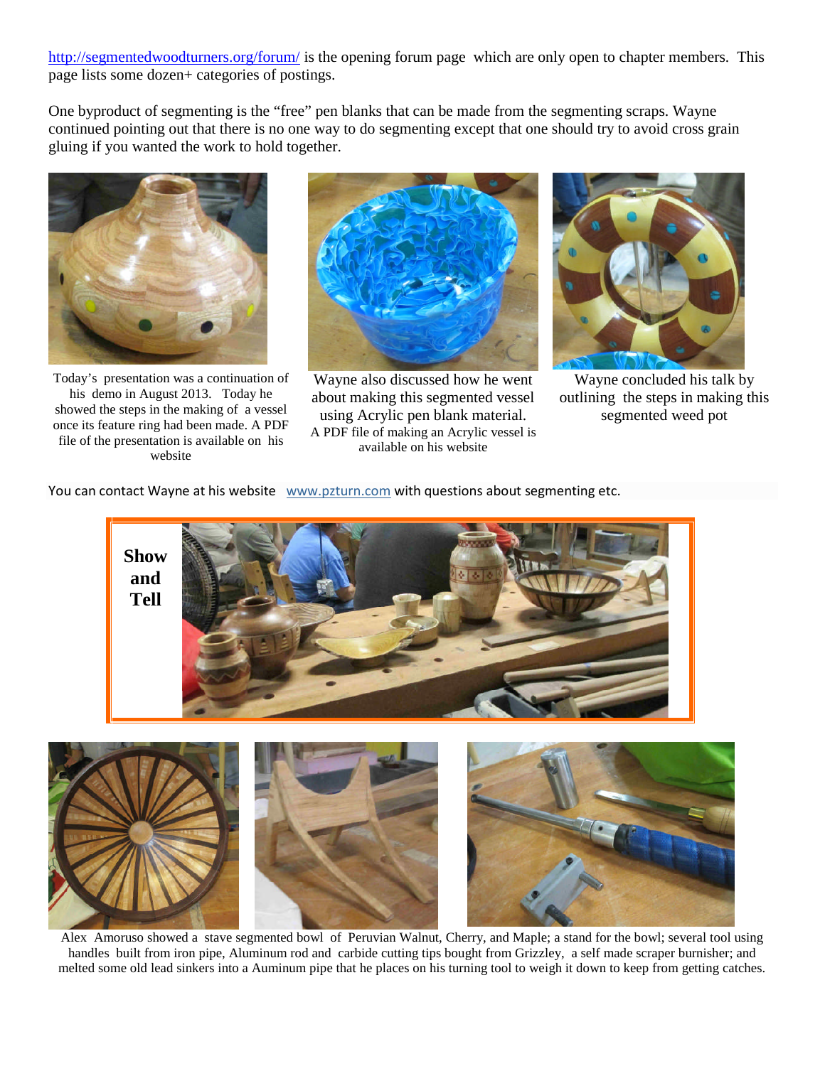http://segmentedwoodturners.org/forum/ is the opening forum page which are only open to chapter members. This page lists some dozen+ categories of postings.

One byproduct of segmenting is the "free" pen blanks that can be made from the segmenting scraps. Wayne continued pointing out that there is no one way to do segmenting except that one should try to avoid cross grain gluing if you wanted the work to hold together.

Today's presentation was a continuation of his demo in August 2013. Today he showed the steps in the making of a vessel once its feature ring had been made. A PDF file of the presentation is available on his website

Wayne also discussed how he went about making this segmented vessel using Acrylic pen blank material. A PDF file of making an Acrylic vessel is available on his website

Wayne concluded his talk by outlining the steps in making this segmented weed pot

You can contact Wayne at his website www.pzturn.com with questions about segmenting etc.

## Show and Tell

Alex Amoruso showed a stave segmented bowl of Peruvian Walnut, Cherry, and Maple; a stand for the bowl; several tool using handles built from iron pipe, Aluminum rod and carbide cutting tips bought from Grizzley, a self made scraper burnisher; and melted some old lead sinkers into a Auminum pipe that he places on his turning tool to weigh it down to keep from getting catches.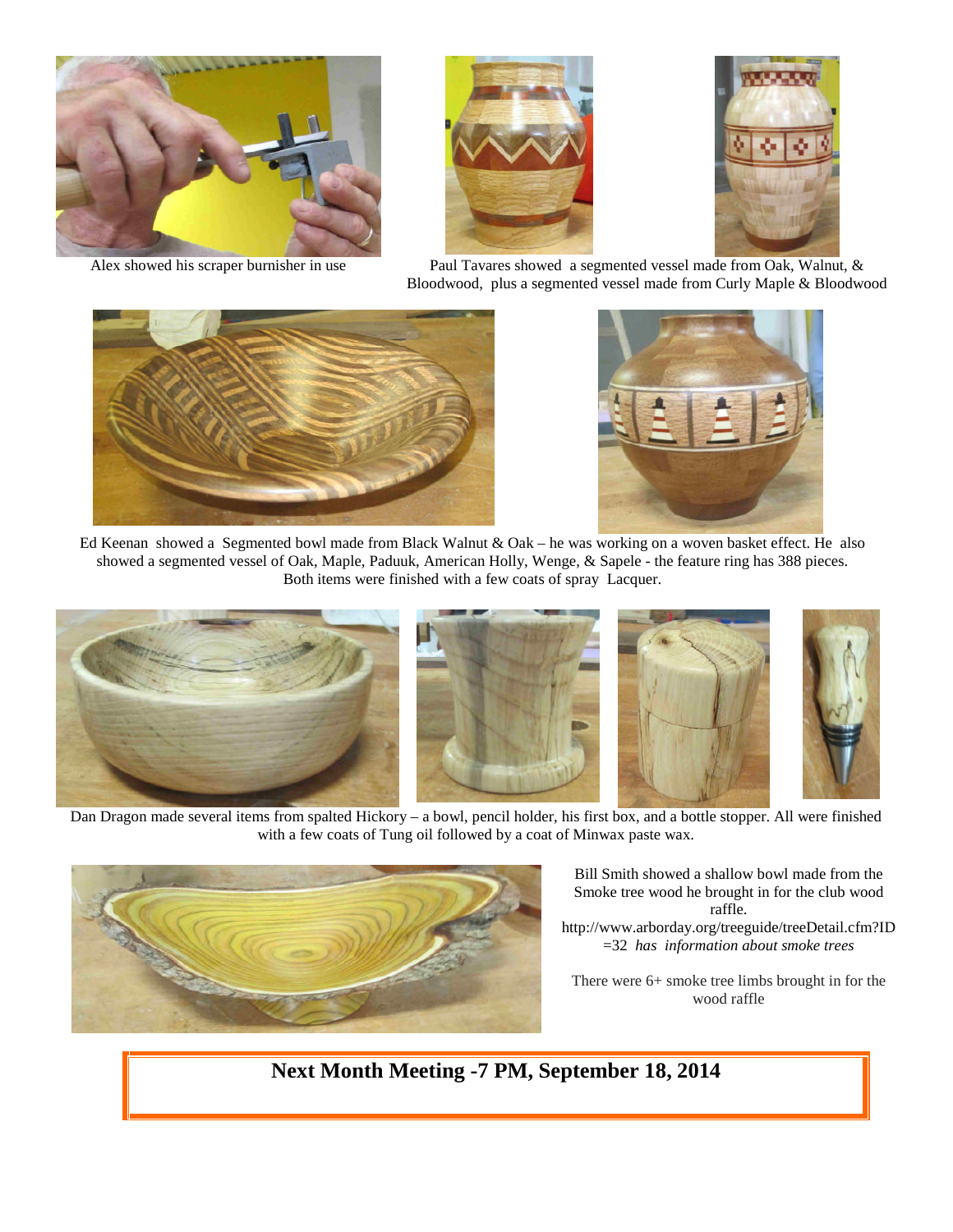Alex showed his scraper burnisher in use

Paul Tavares showed a segmented vessel made from Oak, Walnut, & Bloodwood, plus a segmented vessel made from Curly Maple & Bloodwood

Ed Keenan showed a Segmented bowl made from Black Walnut & Oak – he was working on a woven basket effect. He also showed a segmented vessel of Oak, Maple, Paduuk, American Holly, Wenge, & Sapele - the feature ring has 388 pieces. Both items were finished with a few coats of spray Lacquer.

Dan Dragon made several items from spalted Hickory – a bowl, pencil holder, his first box, and a bottle stopper. All were finished with a few coats of Tung oil followed by a coat of Minwax paste wax.

Bill Smith showed a shallow bowl made from the Smoke tree wood he brought in for the club wood raffle. http://www.arborday.org/treeguide/treeDetail.cfm?ID=32 *has information about smoke trees*

There were 6+ smoke tree limbs brought in for the wood raffle

**Next Month Meeting -7 PM, September 18, 2014**